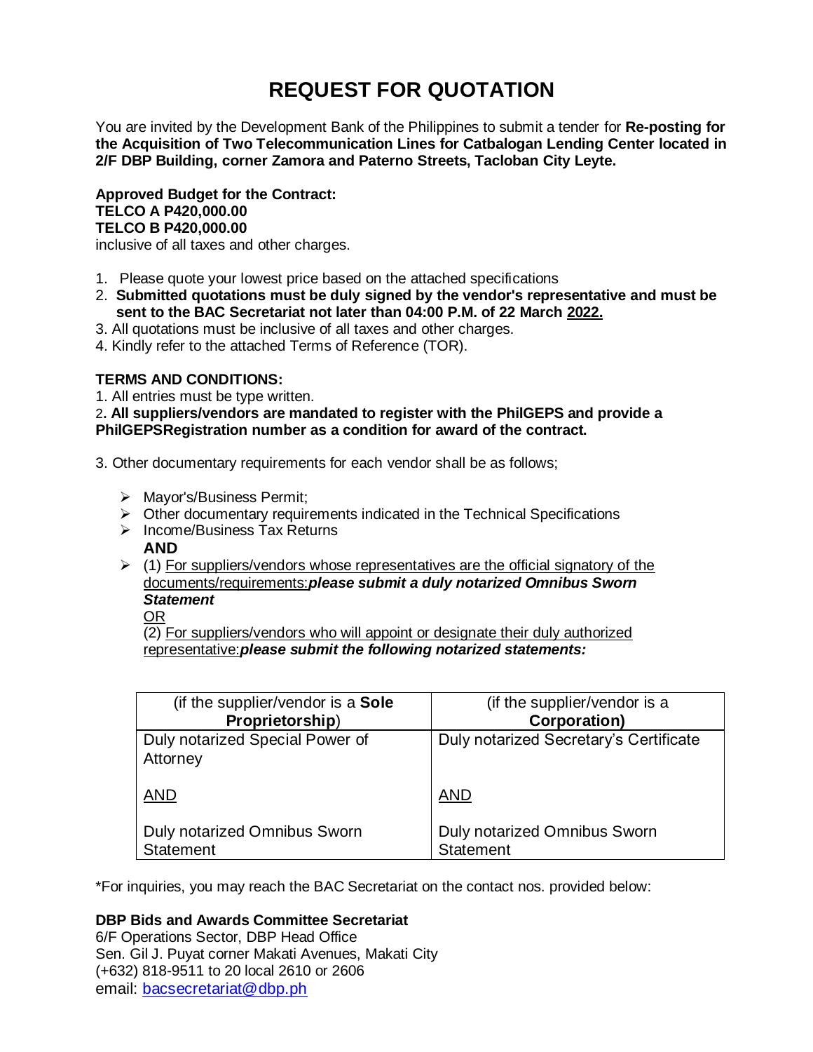# REQUEST FOR QUOTATION

You are invited by the Development Bank of the Philippines to submit a tender for **Re-posting for the Acquisition of Two Telecommunication Lines for Catbalogan Lending Center located in 2/F DBP Building, corner Zamora and Paterno Streets, Tacloban City Leyte.**

**Approved Budget for the Contract:**
**TELCO A P420,000.00**
**TELCO B P420,000.00**
inclusive of all taxes and other charges.

1. Please quote your lowest price based on the attached specifications
2. **Submitted quotations must be duly signed by the vendor's representative and must be sent to the BAC Secretariat not later than 04:00 P.M. of 22 March 2022.**
3. All quotations must be inclusive of all taxes and other charges.
4. Kindly refer to the attached Terms of Reference (TOR).

**TERMS AND CONDITIONS:**

1. All entries must be type written.
2. **All suppliers/vendors are mandated to register with the PhilGEPS and provide a PhilGEPSRegistration number as a condition for award of the contract.**

3. Other documentary requirements for each vendor shall be as follows;

- Mayor's/Business Permit;
- Other documentary requirements indicated in the Technical Specifications
- Income/Business Tax Returns
  **AND**
- (1) For suppliers/vendors whose representatives are the official signatory of the documents/requirements:***please submit a duly notarized Omnibus Sworn Statement***
  OR
  (2) For suppliers/vendors who will appoint or designate their duly authorized representative:***please submit the following notarized statements:***

| (if the supplier/vendor is a **Sole Proprietorship**) | (if the supplier/vendor is a **Corporation)** |
|---|---|
| Duly notarized Special Power of Attorney<br><br>AND<br><br>Duly notarized Omnibus Sworn Statement | Duly notarized Secretary's Certificate<br><br>AND<br><br>Duly notarized Omnibus Sworn Statement |

*For inquiries, you may reach the BAC Secretariat on the contact nos. provided below:

**DBP Bids and Awards Committee Secretariat**
6/F Operations Sector, DBP Head Office
Sen. Gil J. Puyat corner Makati Avenues, Makati City
(+632) 818-9511 to 20 local 2610 or 2606
email: bacsecretariat@dbp.ph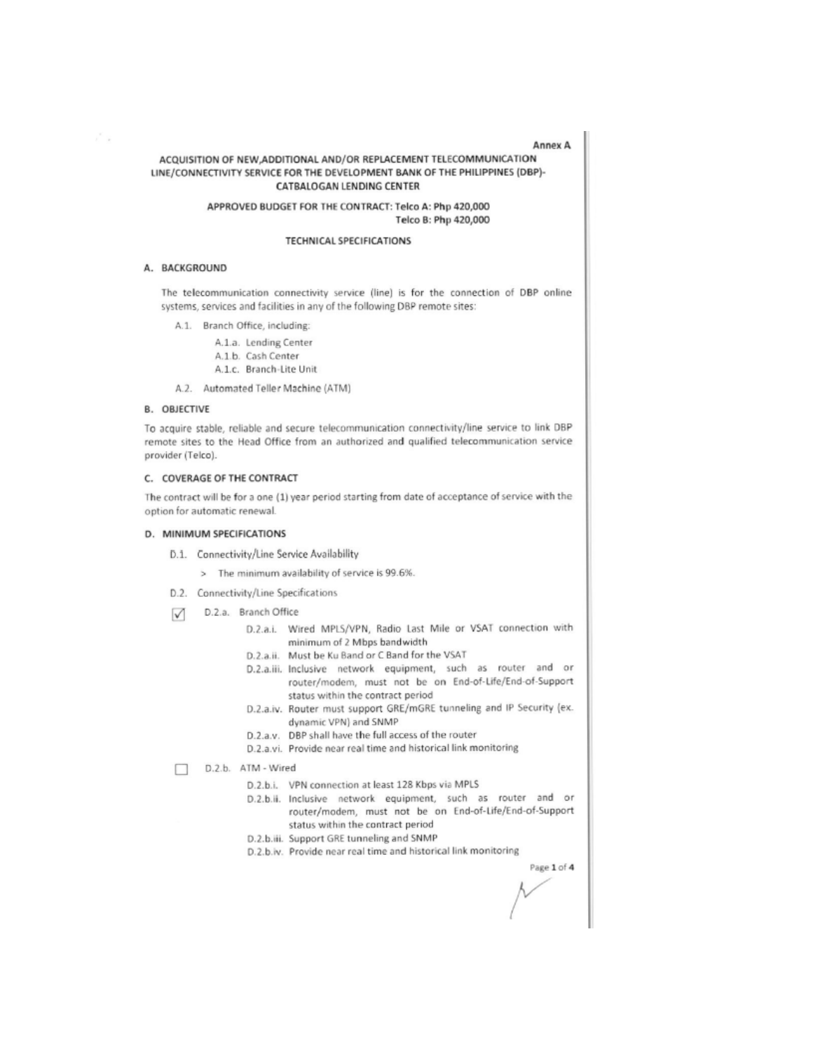Annex A

# ACQUISITION OF NEW,ADDITIONAL AND/OR REPLACEMENT TELECOMMUNICATION LINE/CONNECTIVITY SERVICE FOR THE DEVELOPMENT BANK OF THE PHILIPPINES (DBP)-CATBALOGAN LENDING CENTER

**APPROVED BUDGET FOR THE CONTRACT: Telco A: Php 420,000**
**Telco B: Php 420,000**

## TECHNICAL SPECIFICATIONS

### A. BACKGROUND

The telecommunication connectivity service (line) is for the connection of DBP online systems, services and facilities in any of the following DBP remote sites:

- A.1. Branch Office, including:
  - A.1.a. Lending Center
  - A.1.b. Cash Center
  - A.1.c. Branch-Lite Unit
- A.2. Automated Teller Machine (ATM)

### B. OBJECTIVE

To acquire stable, reliable and secure telecommunication connectivity/line service to link DBP remote sites to the Head Office from an authorized and qualified telecommunication service provider (Telco).

### C. COVERAGE OF THE CONTRACT

The contract will be for a one (1) year period starting from date of acceptance of service with the option for automatic renewal.

### D. MINIMUM SPECIFICATIONS

- D.1. Connectivity/Line Service Availability
  - > The minimum availability of service is 99.6%.
- D.2. Connectivity/Line Specifications
  - ☑ D.2.a. Branch Office
    - D.2.a.i. Wired MPLS/VPN, Radio Last Mile or VSAT connection with minimum of 2 Mbps bandwidth
    - D.2.a.ii. Must be Ku Band or C Band for the VSAT
    - D.2.a.iii. Inclusive network equipment, such as router and or router/modem, must not be on End-of-Life/End-of-Support status within the contract period
    - D.2.a.iv. Router must support GRE/mGRE tunneling and IP Security (ex. dynamic VPN) and SNMP
    - D.2.a.v. DBP shall have the full access of the router
    - D.2.a.vi. Provide near real time and historical link monitoring
  - ☐ D.2.b. ATM - Wired
    - D.2.b.i. VPN connection at least 128 Kbps via MPLS
    - D.2.b.ii. Inclusive network equipment, such as router and or router/modem, must not be on End-of-Life/End-of-Support status within the contract period
    - D.2.b.iii. Support GRE tunneling and SNMP
    - D.2.b.iv. Provide near real time and historical link monitoring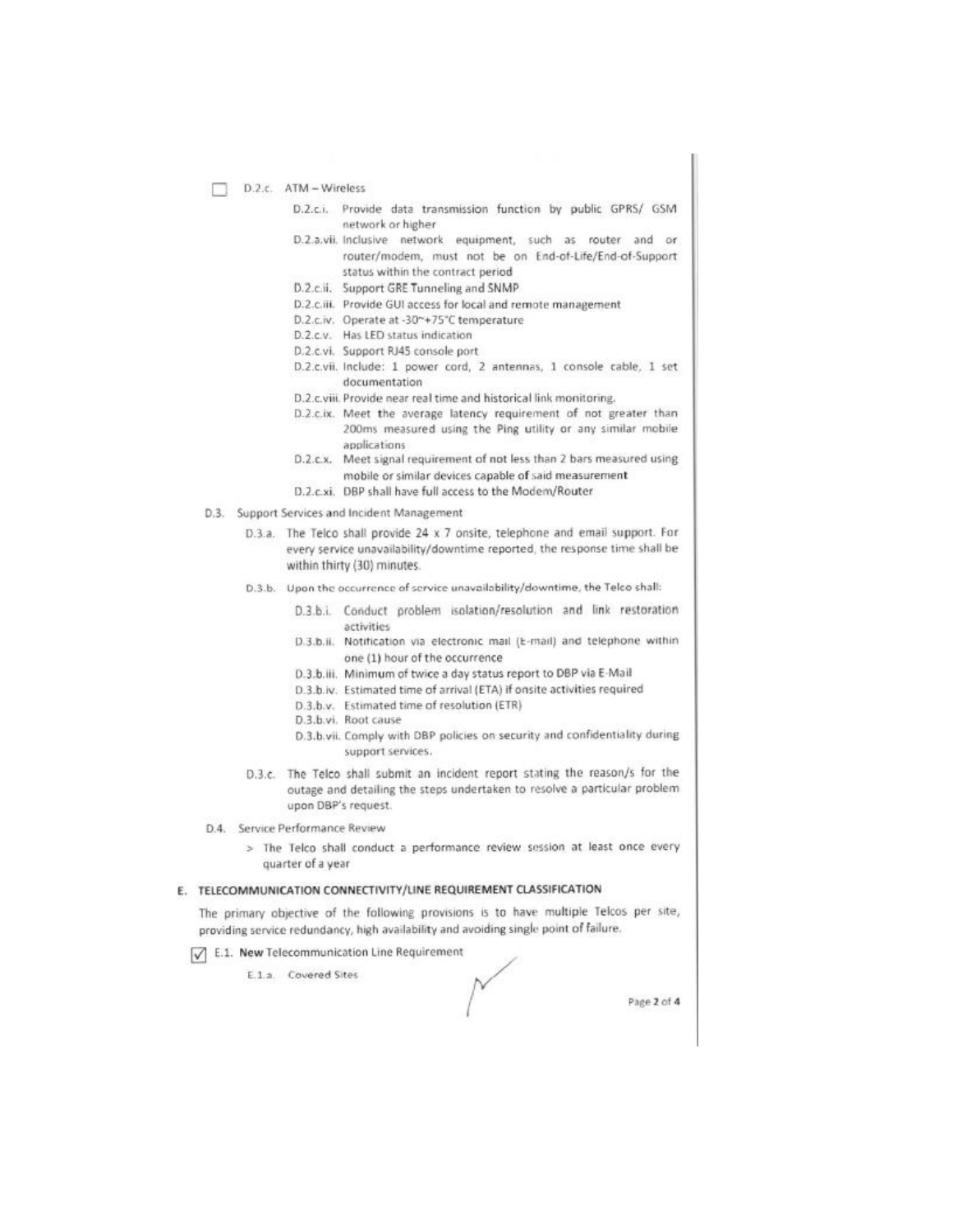- [ ] D.2.c. ATM – Wireless

  - D.2.c.i. Provide data transmission function by public GPRS/ GSM network or higher
  - D.2.a.vii. Inclusive network equipment, such as router and or router/modem, must not be on End-of-Life/End-of-Support status within the contract period
  - D.2.c.ii. Support GRE Tunneling and SNMP
  - D.2.c.iii. Provide GUI access for local and remote management
  - D.2.c.iv. Operate at -30~+75°C temperature
  - D.2.c.v. Has LED status indication
  - D.2.c.vi. Support RJ45 console port
  - D.2.c.vii. Include: 1 power cord, 2 antennas, 1 console cable, 1 set documentation
  - D.2.c.viii. Provide near real time and historical link monitoring.
  - D.2.c.ix. Meet the average latency requirement of not greater than 200ms measured using the Ping utility or any similar mobile applications
  - D.2.c.x. Meet signal requirement of not less than 2 bars measured using mobile or similar devices capable of said measurement
  - D.2.c.xi. DBP shall have full access to the Modem/Router

D.3. Support Services and Incident Management

- D.3.a. The Telco shall provide 24 x 7 onsite, telephone and email support. For every service unavailability/downtime reported, the response time shall be within thirty (30) minutes.
- D.3.b. Upon the occurrence of service unavailability/downtime, the Telco shall:
  - D.3.b.i. Conduct problem isolation/resolution and link restoration activities
  - D.3.b.ii. Notification via electronic mail (E-mail) and telephone within one (1) hour of the occurrence
  - D.3.b.iii. Minimum of twice a day status report to DBP via E-Mail
  - D.3.b.iv. Estimated time of arrival (ETA) if onsite activities required
  - D.3.b.v. Estimated time of resolution (ETR)
  - D.3.b.vi. Root cause
  - D.3.b.vii. Comply with DBP policies on security and confidentiality during support services.
- D.3.c. The Telco shall submit an incident report stating the reason/s for the outage and detailing the steps undertaken to resolve a particular problem upon DBP's request.

D.4. Service Performance Review

> The Telco shall conduct a performance review session at least once every quarter of a year

## E. TELECOMMUNICATION CONNECTIVITY/LINE REQUIREMENT CLASSIFICATION

The primary objective of the following provisions is to have multiple Telcos per site, providing service redundancy, high availability and avoiding single point of failure.

- [x] E.1. **New** Telecommunication Line Requirement

  E.1.a. Covered Sites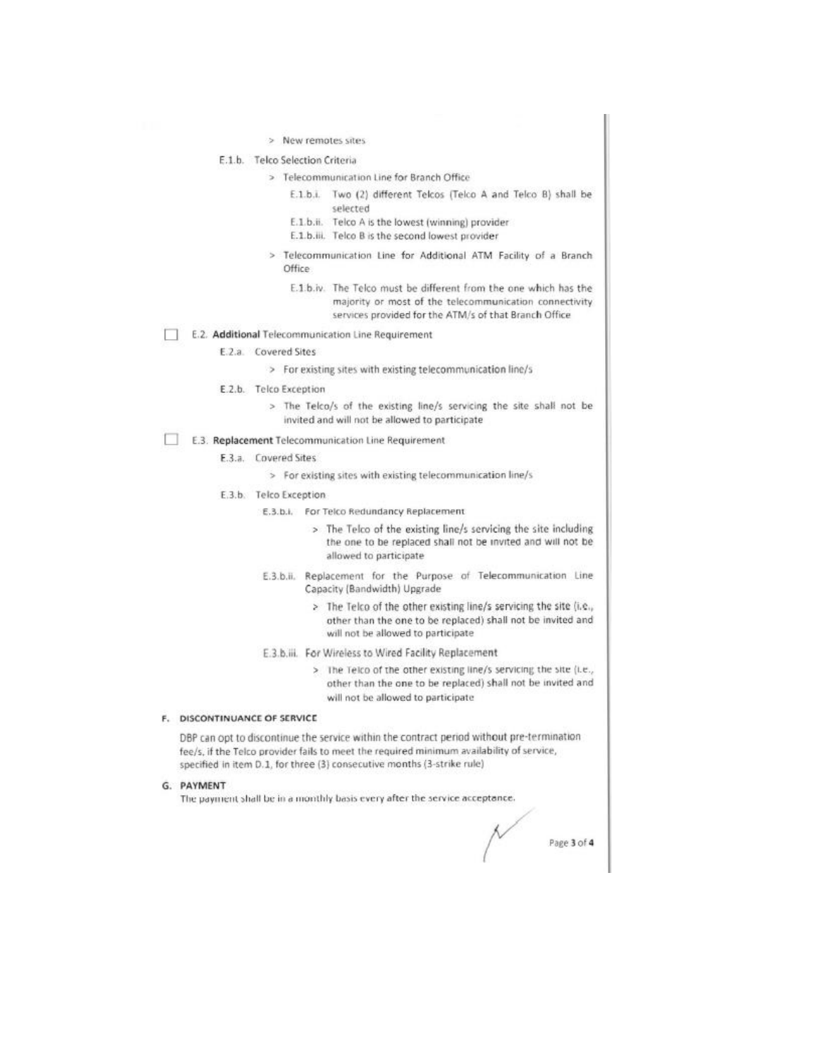> New remotes sites

E.1.b. Telco Selection Criteria

> Telecommunication Line for Branch Office

E.1.b.i. Two (2) different Telcos (Telco A and Telco B) shall be selected

E.1.b.ii. Telco A is the lowest (winning) provider

E.1.b.iii. Telco B is the second lowest provider

> Telecommunication Line for Additional ATM Facility of a Branch Office

E.1.b.iv. The Telco must be different from the one which has the majority or most of the telecommunication connectivity services provided for the ATM/s of that Branch Office

☐ E.2. **Additional** Telecommunication Line Requirement

E.2.a. Covered Sites

> For existing sites with existing telecommunication line/s

E.2.b. Telco Exception

> The Telco/s of the existing line/s servicing the site shall not be invited and will not be allowed to participate

☐ E.3. **Replacement** Telecommunication Line Requirement

E.3.a. Covered Sites

> For existing sites with existing telecommunication line/s

E.3.b. Telco Exception

E.3.b.i. For Telco Redundancy Replacement

> The Telco of the existing line/s servicing the site including the one to be replaced shall not be invited and will not be allowed to participate

E.3.b.ii. Replacement for the Purpose of Telecommunication Line Capacity (Bandwidth) Upgrade

> The Telco of the other existing line/s servicing the site (i.e., other than the one to be replaced) shall not be invited and will not be allowed to participate

E.3.b.iii. For Wireless to Wired Facility Replacement

> The Telco of the other existing line/s servicing the site (i.e., other than the one to be replaced) shall not be invited and will not be allowed to participate

## F. DISCONTINUANCE OF SERVICE

DBP can opt to discontinue the service within the contract period without pre-termination fee/s, if the Telco provider fails to meet the required minimum availability of service, specified in item D.1, for three (3) consecutive months (3-strike rule)

## G. PAYMENT

The payment shall be in a monthly basis every after the service acceptance.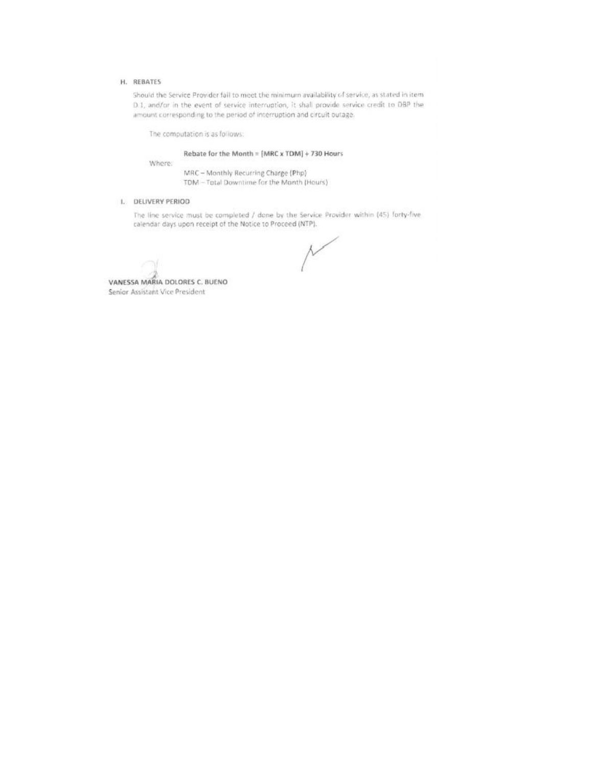## H. REBATES

Should the Service Provider fail to meet the minimum availability of service, as stated in item D.1, and/or in the event of service interruption, it shall provide service credit to DBP the amount corresponding to the period of interruption and circuit outage.

The computation is as follows:

**Rebate for the Month = [MRC x TDM] + 730 Hours**

Where:

MRC – Monthly Recurring Charge (Php)
TDM – Total Downtime for the Month (Hours)

## I. DELIVERY PERIOD

The line service must be completed / done by the Service Provider within (45) forty-five calendar days upon receipt of the Notice to Proceed (NTP).

**VANESSA MARIA DOLORES C. BUENO**
Senior Assistant Vice President